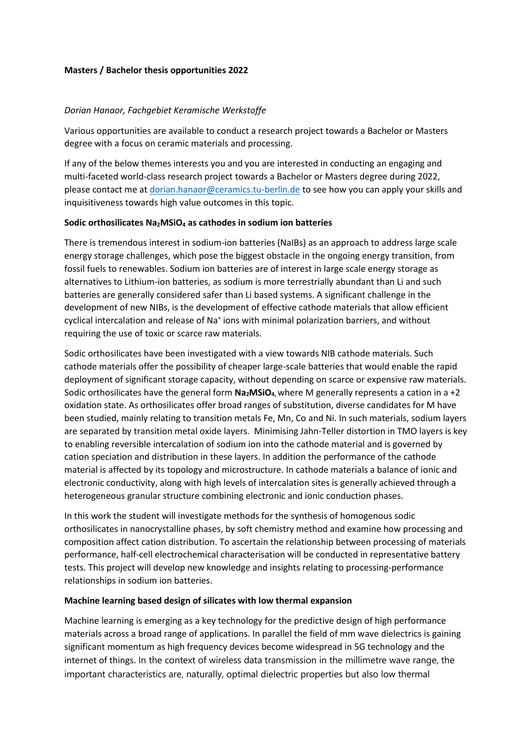**Masters / Bachelor thesis opportunities 2022**

*Dorian Hanaor, Fachgebiet Keramische Werkstoffe*

Various opportunities are available to conduct a research project towards a Bachelor or Masters degree with a focus on ceramic materials and processing.

If any of the below themes interests you and you are interested in conducting an engaging and multi-faceted world-class research project towards a Bachelor or Masters degree during 2022, please contact me at [dorian.hanaor@ceramics.tu-berlin.de](mailto:dorian.hanaor@ceramics.tu-berlin.de) to see how you can apply your skills and inquisitiveness towards high value outcomes in this topic.

**Sodic orthosilicates $Na_2MSiO_4$ as cathodes in sodium ion batteries**

There is tremendous interest in sodium-ion batteries (NaIBs) as an approach to address large scale energy storage challenges, which pose the biggest obstacle in the ongoing energy transition, from fossil fuels to renewables. Sodium ion batteries are of interest in large scale energy storage as alternatives to Lithium-ion batteries, as sodium is more terrestrially abundant than Li and such batteries are generally considered safer than Li based systems. A significant challenge in the development of new NIBs, is the development of effective cathode materials that allow efficient cyclical intercalation and release of $Na^+$ ions with minimal polarization barriers, and without requiring the use of toxic or scarce raw materials.

Sodic orthosilicates have been investigated with a view towards NIB cathode materials. Such cathode materials offer the possibility of cheaper large-scale batteries that would enable the rapid deployment of significant storage capacity, without depending on scarce or expensive raw materials. Sodic orthosilicates have the general form **$Na_2MSiO_4$**, where M generally represents a cation in a +2 oxidation state. As orthosilicates offer broad ranges of substitution, diverse candidates for M have been studied, mainly relating to transition metals Fe, Mn, Co and Ni. In such materials, sodium layers are separated by transition metal oxide layers. Minimising Jahn-Teller distortion in TMO layers is key to enabling reversible intercalation of sodium ion into the cathode material and is governed by cation speciation and distribution in these layers. In addition the performance of the cathode material is affected by its topology and microstructure. In cathode materials a balance of ionic and electronic conductivity, along with high levels of intercalation sites is generally achieved through a heterogeneous granular structure combining electronic and ionic conduction phases.

In this work the student will investigate methods for the synthesis of homogenous sodic orthosilicates in nanocrystalline phases, by soft chemistry method and examine how processing and composition affect cation distribution. To ascertain the relationship between processing of materials performance, half-cell electrochemical characterisation will be conducted in representative battery tests. This project will develop new knowledge and insights relating to processing-performance relationships in sodium ion batteries.

**Machine learning based design of silicates with low thermal expansion**

Machine learning is emerging as a key technology for the predictive design of high performance materials across a broad range of applications. In parallel the field of mm wave dielectrics is gaining significant momentum as high frequency devices become widespread in 5G technology and the internet of things. In the context of wireless data transmission in the millimetre wave range, the important characteristics are, naturally, optimal dielectric properties but also low thermal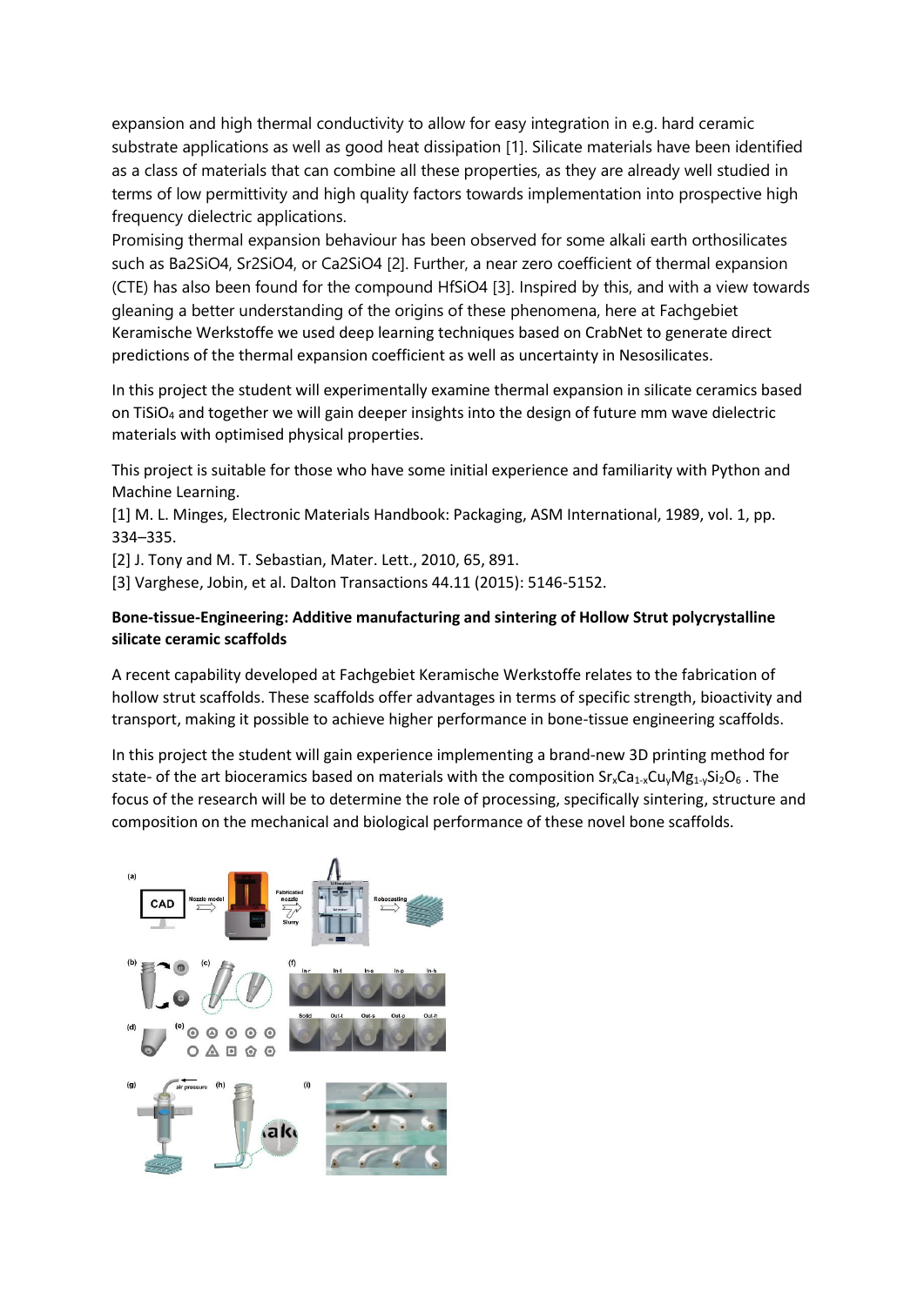expansion and high thermal conductivity to allow for easy integration in e.g. hard ceramic substrate applications as well as good heat dissipation [1]. Silicate materials have been identified as a class of materials that can combine all these properties, as they are already well studied in terms of low permittivity and high quality factors towards implementation into prospective high frequency dielectric applications.
Promising thermal expansion behaviour has been observed for some alkali earth orthosilicates such as $Ba_2SiO_4$, $Sr_2SiO_4$, or $Ca_2SiO_4$ [2]. Further, a near zero coefficient of thermal expansion (CTE) has also been found for the compound $HfSiO_4$ [3]. Inspired by this, and with a view towards gleaning a better understanding of the origins of these phenomena, here at Fachgebiet Keramische Werkstoffe we used deep learning techniques based on CrabNet to generate direct predictions of the thermal expansion coefficient as well as uncertainty in Nesosilicates.

In this project the student will experimentally examine thermal expansion in silicate ceramics based on $TiSiO_4$ and together we will gain deeper insights into the design of future mm wave dielectric materials with optimised physical properties.

This project is suitable for those who have some initial experience and familiarity with Python and Machine Learning.
[1] M. L. Minges, Electronic Materials Handbook: Packaging, ASM International, 1989, vol. 1, pp. 334–335.
[2] J. Tony and M. T. Sebastian, Mater. Lett., 2010, 65, 891.
[3] Varghese, Jobin, et al. Dalton Transactions 44.11 (2015): 5146-5152.

**Bone-tissue-Engineering: Additive manufacturing and sintering of Hollow Strut polycrystalline silicate ceramic scaffolds**

A recent capability developed at Fachgebiet Keramische Werkstoffe relates to the fabrication of hollow strut scaffolds. These scaffolds offer advantages in terms of specific strength, bioactivity and transport, making it possible to achieve higher performance in bone-tissue engineering scaffolds.

In this project the student will gain experience implementing a brand-new 3D printing method for state- of the art bioceramics based on materials with the composition $Sr_xCa_{1-x}Cu_yMg_{1-y}Si_2O_6$ . The focus of the research will be to determine the role of processing, specifically sintering, structure and composition on the mechanical and biological performance of these novel bone scaffolds.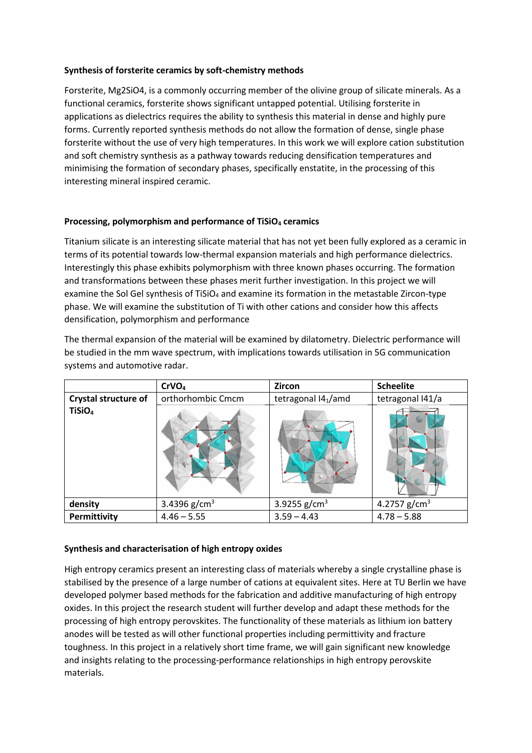**Synthesis of forsterite ceramics by soft-chemistry methods**

Forsterite, Mg2SiO4, is a commonly occurring member of the olivine group of silicate minerals. As a functional ceramics, forsterite shows significant untapped potential. Utilising forsterite in applications as dielectrics requires the ability to synthesis this material in dense and highly pure forms. Currently reported synthesis methods do not allow the formation of dense, single phase forsterite without the use of very high temperatures. In this work we will explore cation substitution and soft chemistry synthesis as a pathway towards reducing densification temperatures and minimising the formation of secondary phases, specifically enstatite, in the processing of this interesting mineral inspired ceramic.

**Processing, polymorphism and performance of $TiSiO_4$ ceramics**

Titanium silicate is an interesting silicate material that has not yet been fully explored as a ceramic in terms of its potential towards low-thermal expansion materials and high performance dielectrics. Interestingly this phase exhibits polymorphism with three known phases occurring. The formation and transformations between these phases merit further investigation. In this project we will examine the Sol Gel synthesis of $TiSiO_4$ and examine its formation in the metastable Zircon-type phase. We will examine the substitution of Ti with other cations and consider how this affects densification, polymorphism and performance

The thermal expansion of the material will be examined by dilatometry. Dielectric performance will be studied in the mm wave spectrum, with implications towards utilisation in 5G communication systems and automotive radar.

| | $CrVO_4$ | Zircon | Scheelite |
|---|---|---|---|
| **Crystal structure of $TiSiO_4$** | orthorhombic Cmcm | tetragonal $I4_1/amd$ | tetragonal I41/a |
| **density** | 3.4396 g/cm$^3$ | 3.9255 g/cm$^3$ | 4.2757 g/cm$^3$ |
| **Permittivity** | 4.46 – 5.55 | 3.59 – 4.43 | 4.78 – 5.88 |

**Synthesis and characterisation of high entropy oxides**

High entropy ceramics present an interesting class of materials whereby a single crystalline phase is stabilised by the presence of a large number of cations at equivalent sites. Here at TU Berlin we have developed polymer based methods for the fabrication and additive manufacturing of high entropy oxides. In this project the research student will further develop and adapt these methods for the processing of high entropy perovskites. The functionality of these materials as lithium ion battery anodes will be tested as will other functional properties including permittivity and fracture toughness. In this project in a relatively short time frame, we will gain significant new knowledge and insights relating to the processing-performance relationships in high entropy perovskite materials.